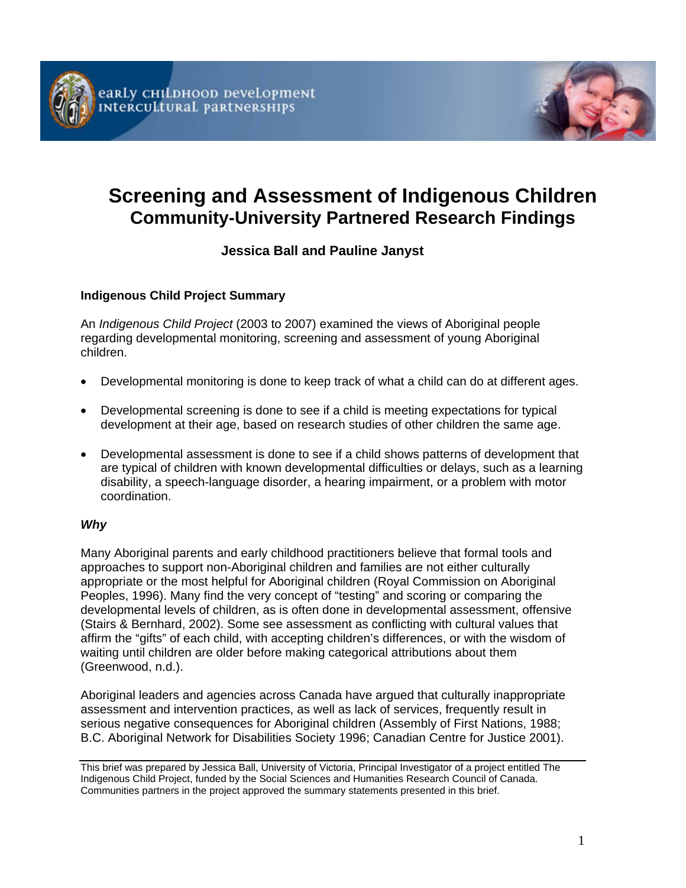early childhood development
intercultural partnerships

# Screening and Assessment of Indigenous Children
## Community-University Partnered Research Findings

**Jessica Ball and Pauline Janyst**

### Indigenous Child Project Summary

An *Indigenous Child Project* (2003 to 2007) examined the views of Aboriginal people regarding developmental monitoring, screening and assessment of young Aboriginal children.

- Developmental monitoring is done to keep track of what a child can do at different ages.
- Developmental screening is done to see if a child is meeting expectations for typical development at their age, based on research studies of other children the same age.
- Developmental assessment is done to see if a child shows patterns of development that are typical of children with known developmental difficulties or delays, such as a learning disability, a speech-language disorder, a hearing impairment, or a problem with motor coordination.

#### *Why*

Many Aboriginal parents and early childhood practitioners believe that formal tools and approaches to support non-Aboriginal children and families are not either culturally appropriate or the most helpful for Aboriginal children (Royal Commission on Aboriginal Peoples, 1996). Many find the very concept of "testing" and scoring or comparing the developmental levels of children, as is often done in developmental assessment, offensive (Stairs & Bernhard, 2002). Some see assessment as conflicting with cultural values that affirm the "gifts" of each child, with accepting children's differences, or with the wisdom of waiting until children are older before making categorical attributions about them (Greenwood, n.d.).

Aboriginal leaders and agencies across Canada have argued that culturally inappropriate assessment and intervention practices, as well as lack of services, frequently result in serious negative consequences for Aboriginal children (Assembly of First Nations, 1988; B.C. Aboriginal Network for Disabilities Society 1996; Canadian Centre for Justice 2001).

---

This brief was prepared by Jessica Ball, University of Victoria, Principal Investigator of a project entitled The Indigenous Child Project, funded by the Social Sciences and Humanities Research Council of Canada. Communities partners in the project approved the summary statements presented in this brief.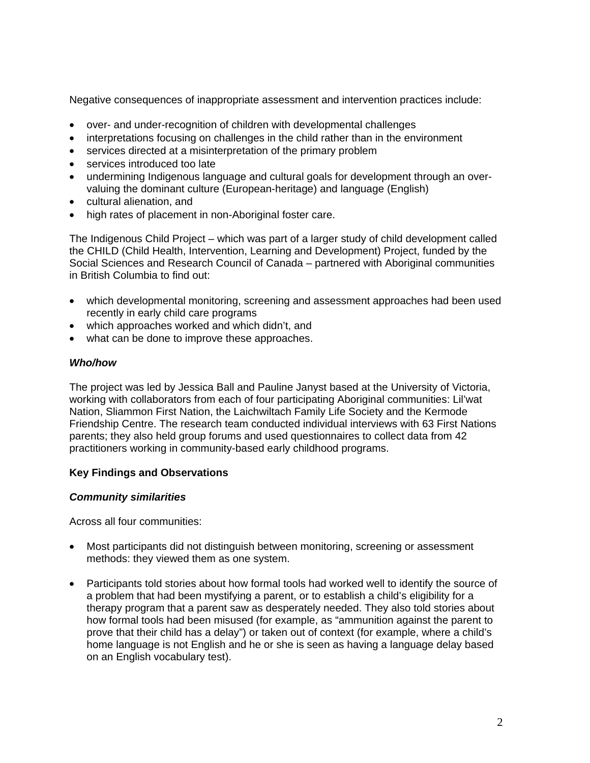Negative consequences of inappropriate assessment and intervention practices include:

- over- and under-recognition of children with developmental challenges
- interpretations focusing on challenges in the child rather than in the environment
- services directed at a misinterpretation of the primary problem
- services introduced too late
- undermining Indigenous language and cultural goals for development through an over-valuing the dominant culture (European-heritage) and language (English)
- cultural alienation, and
- high rates of placement in non-Aboriginal foster care.

The Indigenous Child Project – which was part of a larger study of child development called the CHILD (Child Health, Intervention, Learning and Development) Project, funded by the Social Sciences and Research Council of Canada – partnered with Aboriginal communities in British Columbia to find out:

- which developmental monitoring, screening and assessment approaches had been used recently in early child care programs
- which approaches worked and which didn't, and
- what can be done to improve these approaches.

***Who/how***

The project was led by Jessica Ball and Pauline Janyst based at the University of Victoria, working with collaborators from each of four participating Aboriginal communities: Lil'wat Nation, Sliammon First Nation, the Laichwiltach Family Life Society and the Kermode Friendship Centre. The research team conducted individual interviews with 63 First Nations parents; they also held group forums and used questionnaires to collect data from 42 practitioners working in community-based early childhood programs.

**Key Findings and Observations**

***Community similarities***

Across all four communities:

- Most participants did not distinguish between monitoring, screening or assessment methods: they viewed them as one system.

- Participants told stories about how formal tools had worked well to identify the source of a problem that had been mystifying a parent, or to establish a child's eligibility for a therapy program that a parent saw as desperately needed. They also told stories about how formal tools had been misused (for example, as "ammunition against the parent to prove that their child has a delay") or taken out of context (for example, where a child's home language is not English and he or she is seen as having a language delay based on an English vocabulary test).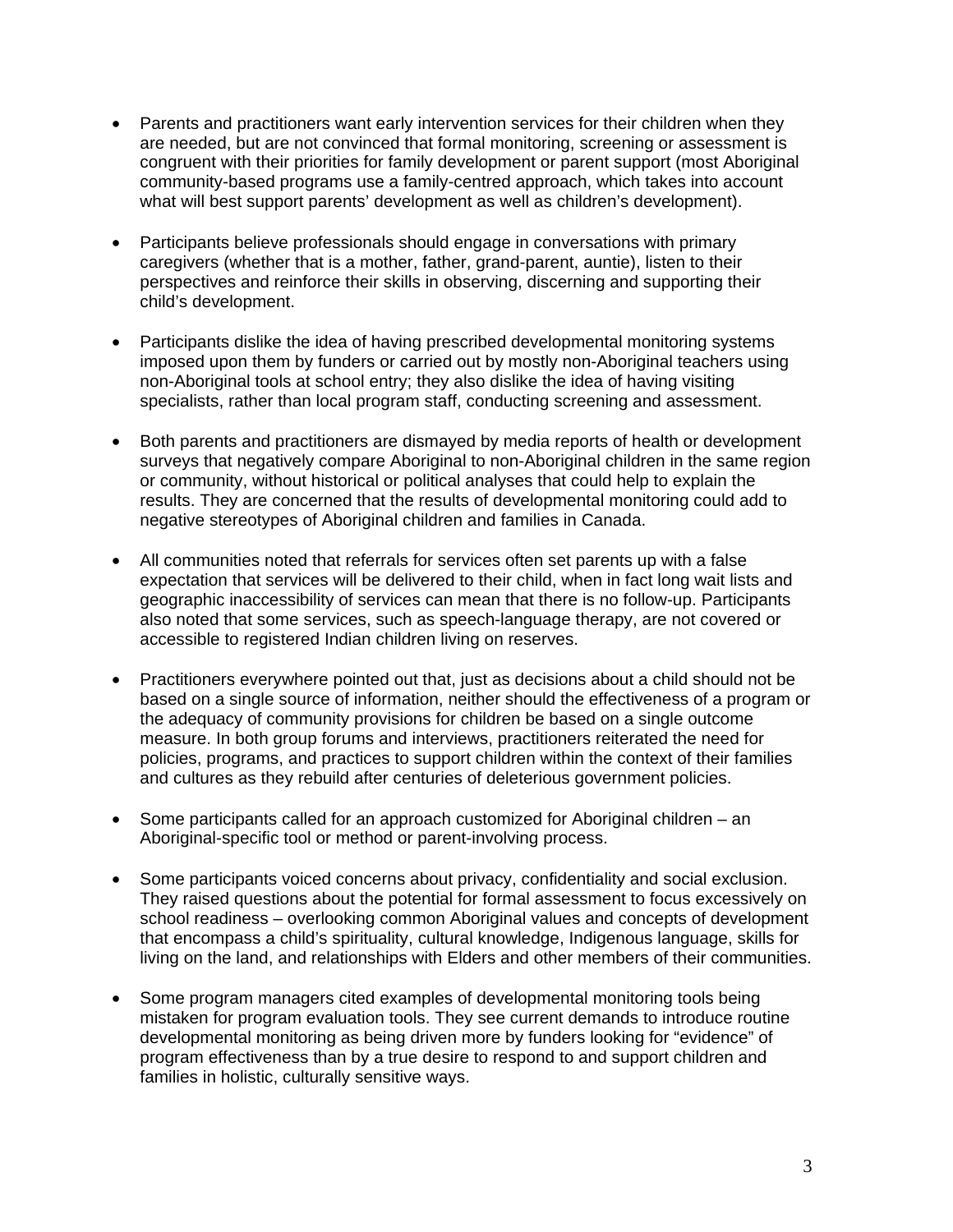- Parents and practitioners want early intervention services for their children when they are needed, but are not convinced that formal monitoring, screening or assessment is congruent with their priorities for family development or parent support (most Aboriginal community-based programs use a family-centred approach, which takes into account what will best support parents' development as well as children's development).

- Participants believe professionals should engage in conversations with primary caregivers (whether that is a mother, father, grand-parent, auntie), listen to their perspectives and reinforce their skills in observing, discerning and supporting their child's development.

- Participants dislike the idea of having prescribed developmental monitoring systems imposed upon them by funders or carried out by mostly non-Aboriginal teachers using non-Aboriginal tools at school entry; they also dislike the idea of having visiting specialists, rather than local program staff, conducting screening and assessment.

- Both parents and practitioners are dismayed by media reports of health or development surveys that negatively compare Aboriginal to non-Aboriginal children in the same region or community, without historical or political analyses that could help to explain the results. They are concerned that the results of developmental monitoring could add to negative stereotypes of Aboriginal children and families in Canada.

- All communities noted that referrals for services often set parents up with a false expectation that services will be delivered to their child, when in fact long wait lists and geographic inaccessibility of services can mean that there is no follow-up. Participants also noted that some services, such as speech-language therapy, are not covered or accessible to registered Indian children living on reserves.

- Practitioners everywhere pointed out that, just as decisions about a child should not be based on a single source of information, neither should the effectiveness of a program or the adequacy of community provisions for children be based on a single outcome measure. In both group forums and interviews, practitioners reiterated the need for policies, programs, and practices to support children within the context of their families and cultures as they rebuild after centuries of deleterious government policies.

- Some participants called for an approach customized for Aboriginal children – an Aboriginal-specific tool or method or parent-involving process.

- Some participants voiced concerns about privacy, confidentiality and social exclusion. They raised questions about the potential for formal assessment to focus excessively on school readiness – overlooking common Aboriginal values and concepts of development that encompass a child's spirituality, cultural knowledge, Indigenous language, skills for living on the land, and relationships with Elders and other members of their communities.

- Some program managers cited examples of developmental monitoring tools being mistaken for program evaluation tools. They see current demands to introduce routine developmental monitoring as being driven more by funders looking for "evidence" of program effectiveness than by a true desire to respond to and support children and families in holistic, culturally sensitive ways.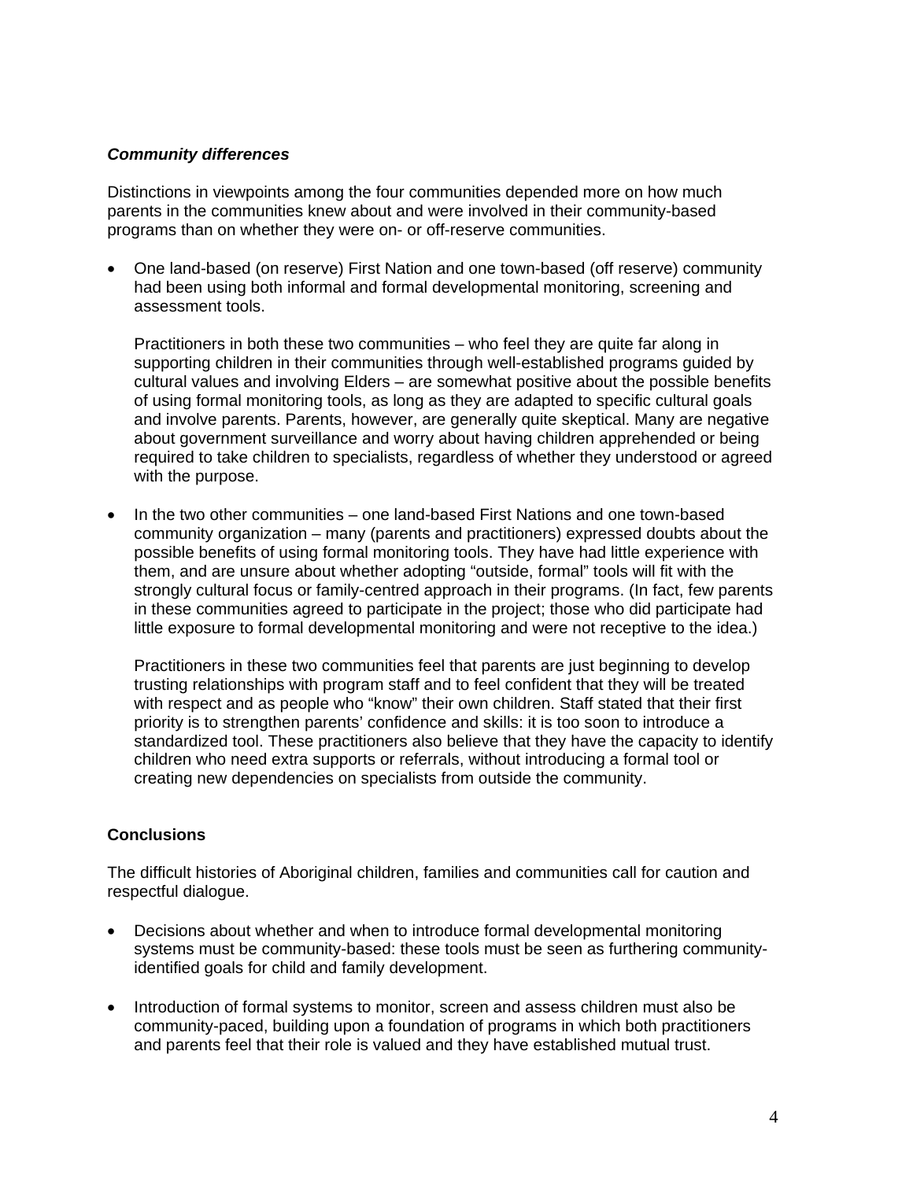### ***Community differences***

Distinctions in viewpoints among the four communities depended more on how much parents in the communities knew about and were involved in their community-based programs than on whether they were on- or off-reserve communities.

- One land-based (on reserve) First Nation and one town-based (off reserve) community had been using both informal and formal developmental monitoring, screening and assessment tools.

  Practitioners in both these two communities – who feel they are quite far along in supporting children in their communities through well-established programs guided by cultural values and involving Elders – are somewhat positive about the possible benefits of using formal monitoring tools, as long as they are adapted to specific cultural goals and involve parents. Parents, however, are generally quite skeptical. Many are negative about government surveillance and worry about having children apprehended or being required to take children to specialists, regardless of whether they understood or agreed with the purpose.

- In the two other communities – one land-based First Nations and one town-based community organization – many (parents and practitioners) expressed doubts about the possible benefits of using formal monitoring tools. They have had little experience with them, and are unsure about whether adopting "outside, formal" tools will fit with the strongly cultural focus or family-centred approach in their programs. (In fact, few parents in these communities agreed to participate in the project; those who did participate had little exposure to formal developmental monitoring and were not receptive to the idea.)

  Practitioners in these two communities feel that parents are just beginning to develop trusting relationships with program staff and to feel confident that they will be treated with respect and as people who "know" their own children. Staff stated that their first priority is to strengthen parents' confidence and skills: it is too soon to introduce a standardized tool. These practitioners also believe that they have the capacity to identify children who need extra supports or referrals, without introducing a formal tool or creating new dependencies on specialists from outside the community.

### **Conclusions**

The difficult histories of Aboriginal children, families and communities call for caution and respectful dialogue.

- Decisions about whether and when to introduce formal developmental monitoring systems must be community-based: these tools must be seen as furthering community-identified goals for child and family development.

- Introduction of formal systems to monitor, screen and assess children must also be community-paced, building upon a foundation of programs in which both practitioners and parents feel that their role is valued and they have established mutual trust.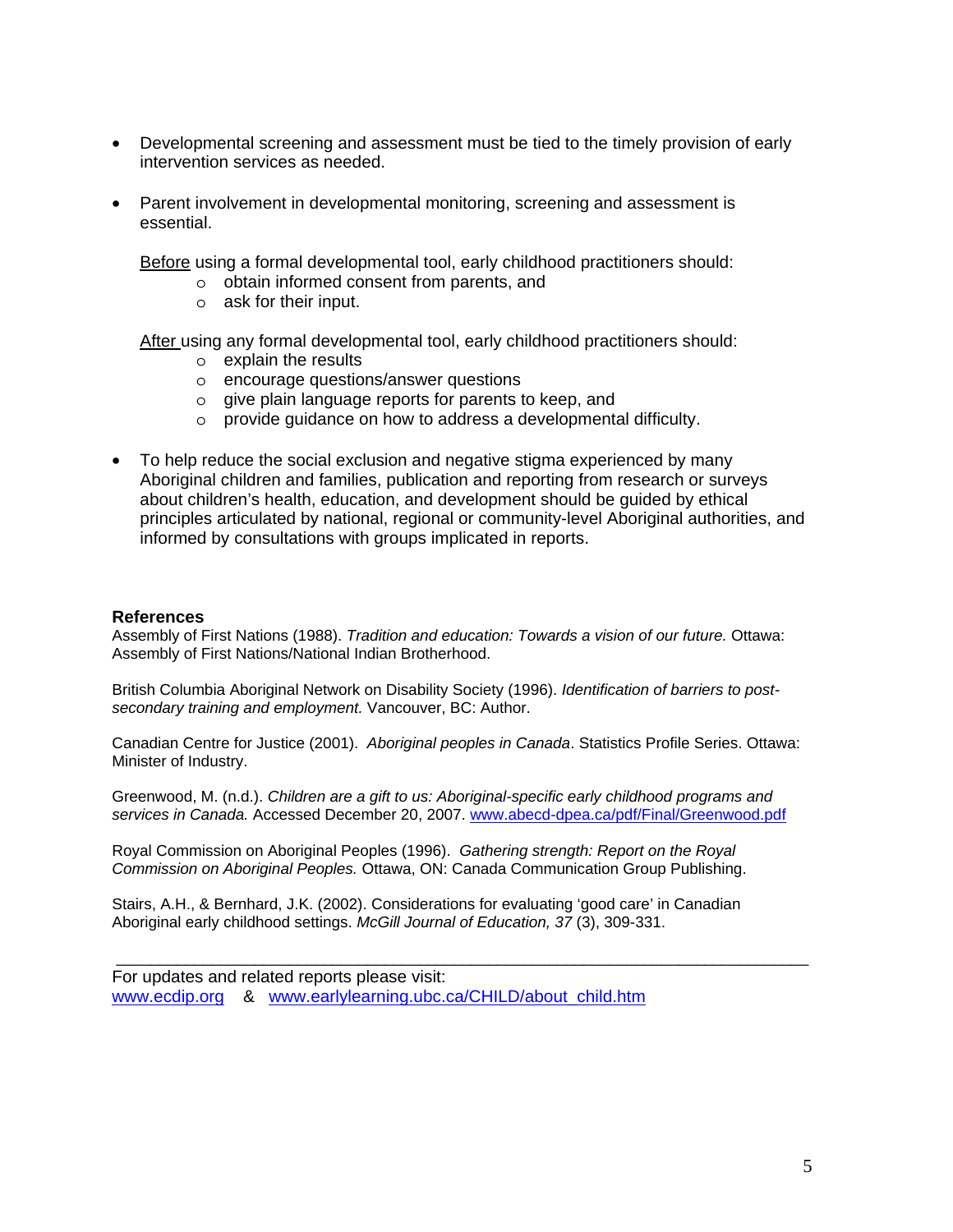- Developmental screening and assessment must be tied to the timely provision of early intervention services as needed.

- Parent involvement in developmental monitoring, screening and assessment is essential.

  Before using a formal developmental tool, early childhood practitioners should:
  - obtain informed consent from parents, and
  - ask for their input.

  After using any formal developmental tool, early childhood practitioners should:
  - explain the results
  - encourage questions/answer questions
  - give plain language reports for parents to keep, and
  - provide guidance on how to address a developmental difficulty.

- To help reduce the social exclusion and negative stigma experienced by many Aboriginal children and families, publication and reporting from research or surveys about children's health, education, and development should be guided by ethical principles articulated by national, regional or community-level Aboriginal authorities, and informed by consultations with groups implicated in reports.

**References**

Assembly of First Nations (1988). *Tradition and education: Towards a vision of our future.* Ottawa: Assembly of First Nations/National Indian Brotherhood.

British Columbia Aboriginal Network on Disability Society (1996). *Identification of barriers to post-secondary training and employment.* Vancouver, BC: Author.

Canadian Centre for Justice (2001). *Aboriginal peoples in Canada*. Statistics Profile Series. Ottawa: Minister of Industry.

Greenwood, M. (n.d.). *Children are a gift to us: Aboriginal-specific early childhood programs and services in Canada.* Accessed December 20, 2007. www.abecd-dpea.ca/pdf/Final/Greenwood.pdf

Royal Commission on Aboriginal Peoples (1996). *Gathering strength: Report on the Royal Commission on Aboriginal Peoples.* Ottawa, ON: Canada Communication Group Publishing.

Stairs, A.H., & Bernhard, J.K. (2002). Considerations for evaluating 'good care' in Canadian Aboriginal early childhood settings. *McGill Journal of Education, 37* (3), 309-331.

---

For updates and related reports please visit:
www.ecdip.org & www.earlylearning.ubc.ca/CHILD/about_child.htm